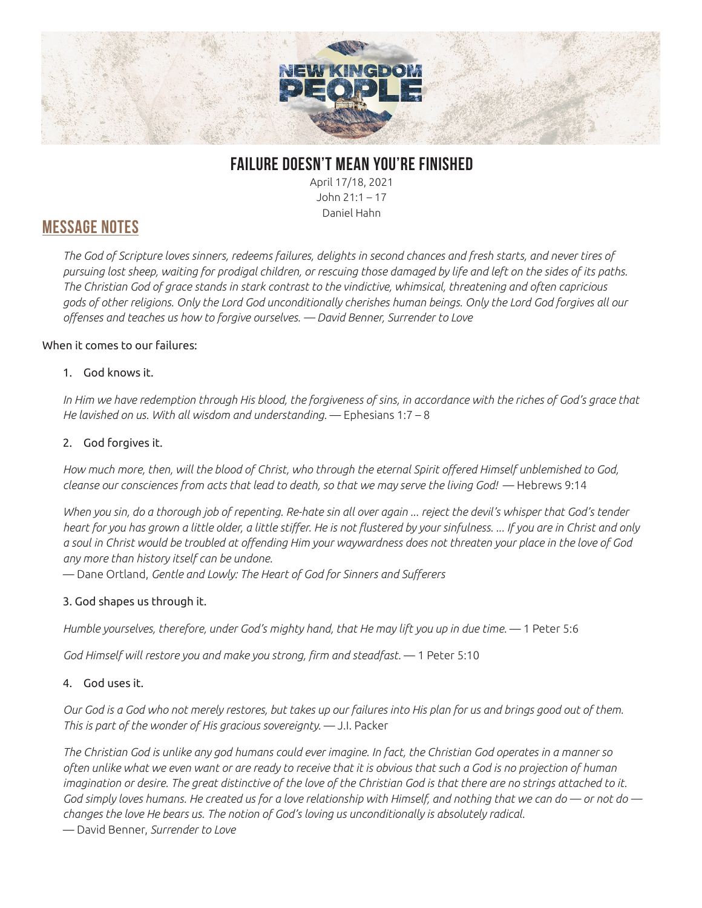# FAILURE DOESN'T MEAN YOU'RE FINISHED

April 17/18, 2021
John 21:1 – 17
Daniel Hahn

## MESSAGE NOTES

*The God of Scripture loves sinners, redeems failures, delights in second chances and fresh starts, and never tires of pursuing lost sheep, waiting for prodigal children, or rescuing those damaged by life and left on the sides of its paths. The Christian God of grace stands in stark contrast to the vindictive, whimsical, threatening and often capricious gods of other religions. Only the Lord God unconditionally cherishes human beings. Only the Lord God forgives all our offenses and teaches us how to forgive ourselves. — David Benner, Surrender to Love*

When it comes to our failures:

1. God knows it.

*In Him we have redemption through His blood, the forgiveness of sins, in accordance with the riches of God's grace that He lavished on us. With all wisdom and understanding.* — Ephesians 1:7 – 8

2. God forgives it.

*How much more, then, will the blood of Christ, who through the eternal Spirit offered Himself unblemished to God, cleanse our consciences from acts that lead to death, so that we may serve the living God!* — Hebrews 9:14

*When you sin, do a thorough job of repenting. Re-hate sin all over again ... reject the devil's whisper that God's tender heart for you has grown a little older, a little stiffer. He is not flustered by your sinfulness. ... If you are in Christ and only a soul in Christ would be troubled at offending Him your waywardness does not threaten your place in the love of God any more than history itself can be undone.*
— Dane Ortland, *Gentle and Lowly: The Heart of God for Sinners and Sufferers*

3. God shapes us through it.

*Humble yourselves, therefore, under God's mighty hand, that He may lift you up in due time.* — 1 Peter 5:6

*God Himself will restore you and make you strong, firm and steadfast.* — 1 Peter 5:10

4. God uses it.

*Our God is a God who not merely restores, but takes up our failures into His plan for us and brings good out of them. This is part of the wonder of His gracious sovereignty.* — J.I. Packer

*The Christian God is unlike any god humans could ever imagine. In fact, the Christian God operates in a manner so often unlike what we even want or are ready to receive that it is obvious that such a God is no projection of human imagination or desire. The great distinctive of the love of the Christian God is that there are no strings attached to it. God simply loves humans. He created us for a love relationship with Himself, and nothing that we can do — or not do — changes the love He bears us. The notion of God's loving us unconditionally is absolutely radical.*
— David Benner, *Surrender to Love*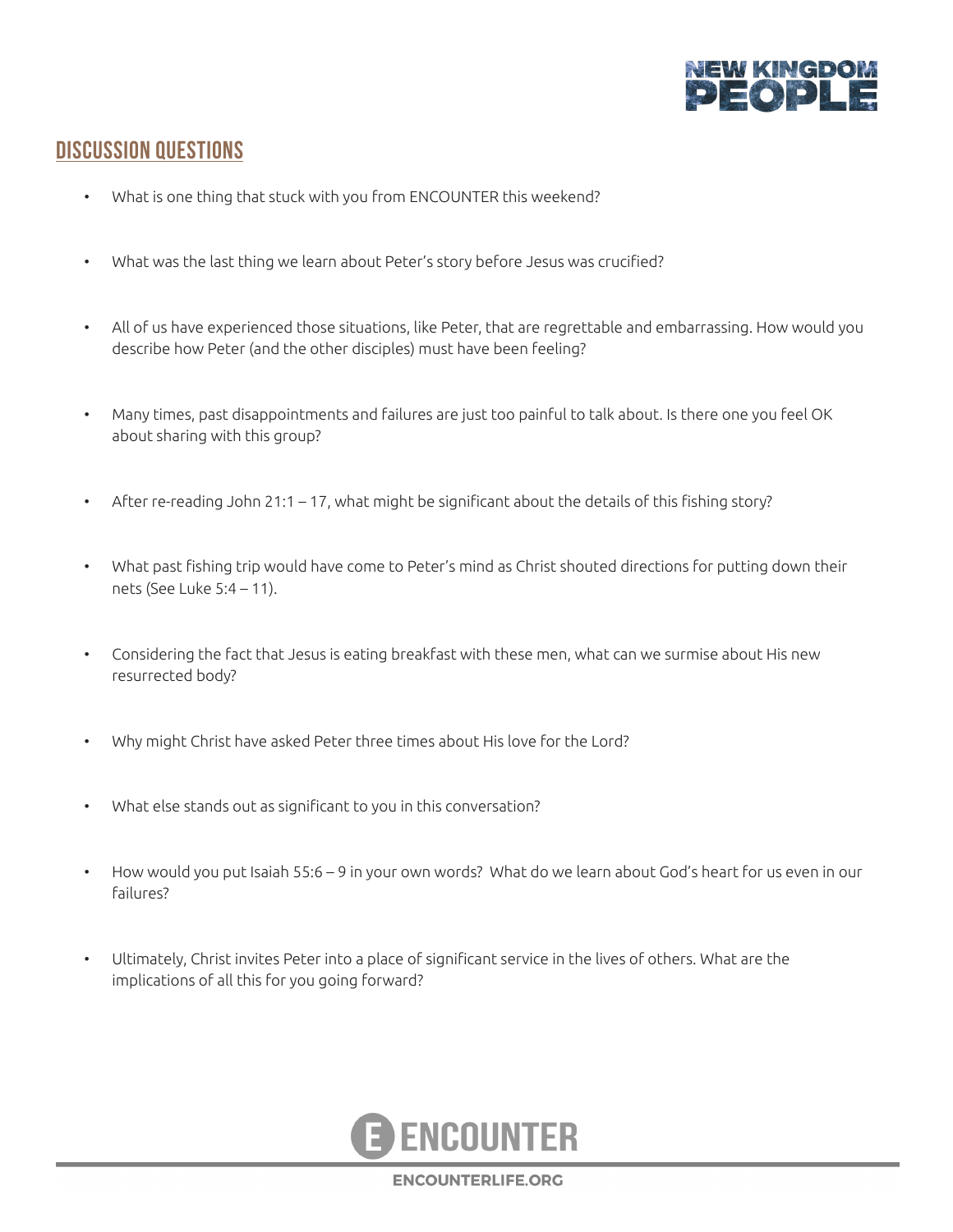## DISCUSSION QUESTIONS

- What is one thing that stuck with you from ENCOUNTER this weekend?
- What was the last thing we learn about Peter's story before Jesus was crucified?
- All of us have experienced those situations, like Peter, that are regrettable and embarrassing. How would you describe how Peter (and the other disciples) must have been feeling?
- Many times, past disappointments and failures are just too painful to talk about. Is there one you feel OK about sharing with this group?
- After re-reading John 21:1 – 17, what might be significant about the details of this fishing story?
- What past fishing trip would have come to Peter's mind as Christ shouted directions for putting down their nets (See Luke 5:4 – 11).
- Considering the fact that Jesus is eating breakfast with these men, what can we surmise about His new resurrected body?
- Why might Christ have asked Peter three times about His love for the Lord?
- What else stands out as significant to you in this conversation?
- How would you put Isaiah 55:6 – 9 in your own words? What do we learn about God's heart for us even in our failures?
- Ultimately, Christ invites Peter into a place of significant service in the lives of others. What are the implications of all this for you going forward?